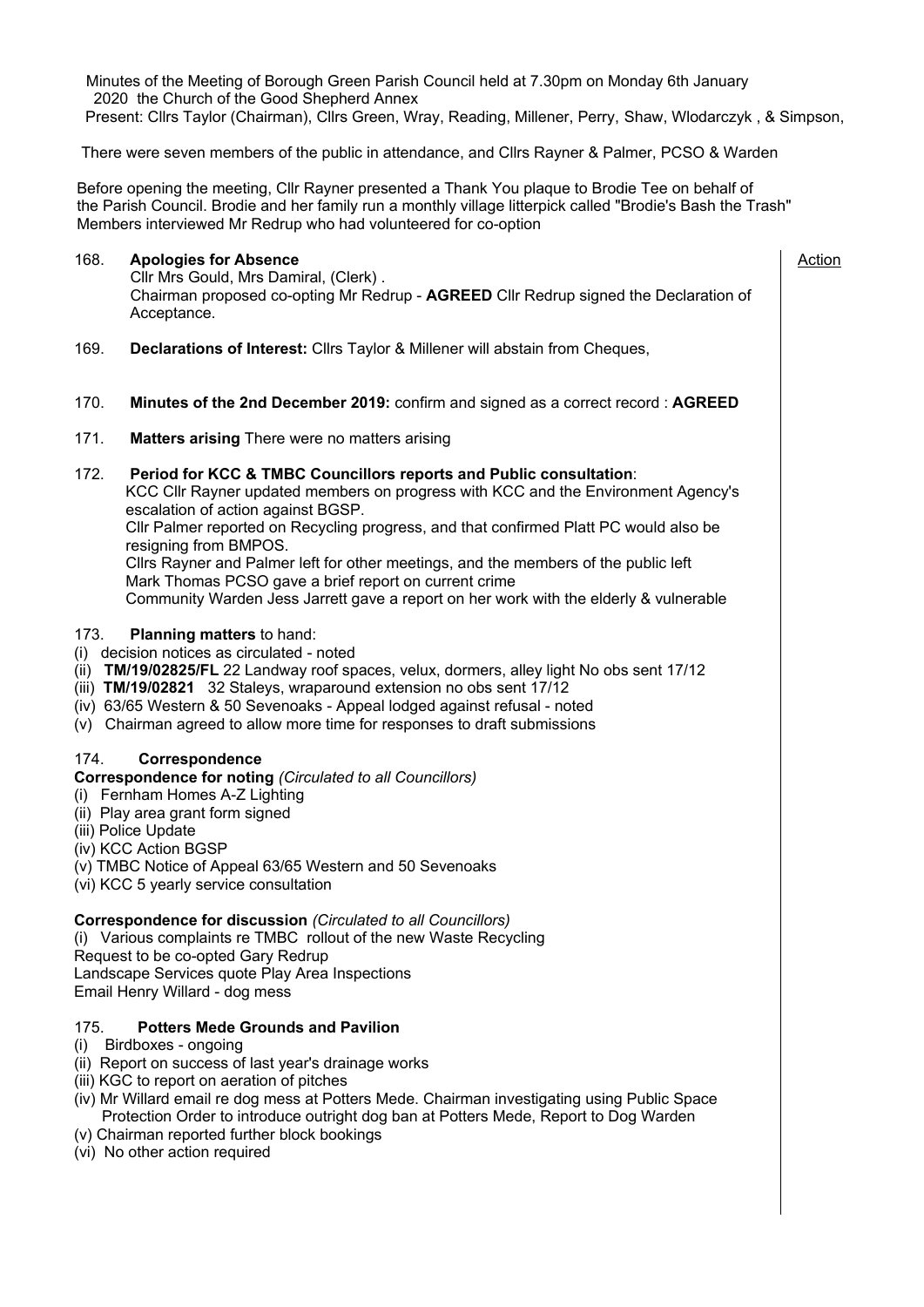Minutes of the Meeting of Borough Green Parish Council held at 7.30pm on Monday 6th January 2020 the Church of the Good Shepherd Annex

Present: Cllrs Taylor (Chairman), Cllrs Green, Wray, Reading, Millener, Perry, Shaw, Wlodarczyk , & Simpson,

There were seven members of the public in attendance, and Cllrs Rayner & Palmer, PCSO & Warden

Before opening the meeting, Cllr Rayner presented a Thank You plaque to Brodie Tee on behalf of the Parish Council. Brodie and her family run a monthly village litterpick called "Brodie's Bash the Trash"
Members interviewed Mr Redrup who had volunteered for co-option

Action

168. **Apologies for Absence**
Cllr Mrs Gould, Mrs Damiral, (Clerk) .
Chairman proposed co-opting Mr Redrup - **AGREED** Cllr Redrup signed the Declaration of Acceptance.

169. **Declarations of Interest:** Cllrs Taylor & Millener will abstain from Cheques,

170. **Minutes of the 2nd December 2019:** confirm and signed as a correct record : **AGREED**

171. **Matters arising** There were no matters arising

172. **Period for KCC & TMBC Councillors reports and Public consultation**:
KCC Cllr Rayner updated members on progress with KCC and the Environment Agency's escalation of action against BGSP.
Cllr Palmer reported on Recycling progress, and that confirmed Platt PC would also be resigning from BMPOS.
Cllrs Rayner and Palmer left for other meetings, and the members of the public left
Mark Thomas PCSO gave a brief report on current crime
Community Warden Jess Jarrett gave a report on her work with the elderly & vulnerable

173. **Planning matters** to hand:
(i) decision notices as circulated - noted
(ii) **TM/19/02825/FL** 22 Landway roof spaces, velux, dormers, alley light No obs sent 17/12
(iii) **TM/19/02821** 32 Staleys, wraparound extension no obs sent 17/12
(iv) 63/65 Western & 50 Sevenoaks - Appeal lodged against refusal - noted
(v) Chairman agreed to allow more time for responses to draft submissions

174. **Correspondence**
**Correspondence for noting** *(Circulated to all Councillors)*
(i) Fernham Homes A-Z Lighting
(ii) Play area grant form signed
(iii) Police Update
(iv) KCC Action BGSP
(v) TMBC Notice of Appeal 63/65 Western and 50 Sevenoaks
(vi) KCC 5 yearly service consultation

**Correspondence for discussion** *(Circulated to all Councillors)*
(i) Various complaints re TMBC rollout of the new Waste Recycling
Request to be co-opted Gary Redrup
Landscape Services quote Play Area Inspections
Email Henry Willard - dog mess

175. **Potters Mede Grounds and Pavilion**
(i) Birdboxes - ongoing
(ii) Report on success of last year's drainage works
(iii) KGC to report on aeration of pitches
(iv) Mr Willard email re dog mess at Potters Mede. Chairman investigating using Public Space Protection Order to introduce outright dog ban at Potters Mede, Report to Dog Warden
(v) Chairman reported further block bookings
(vi) No other action required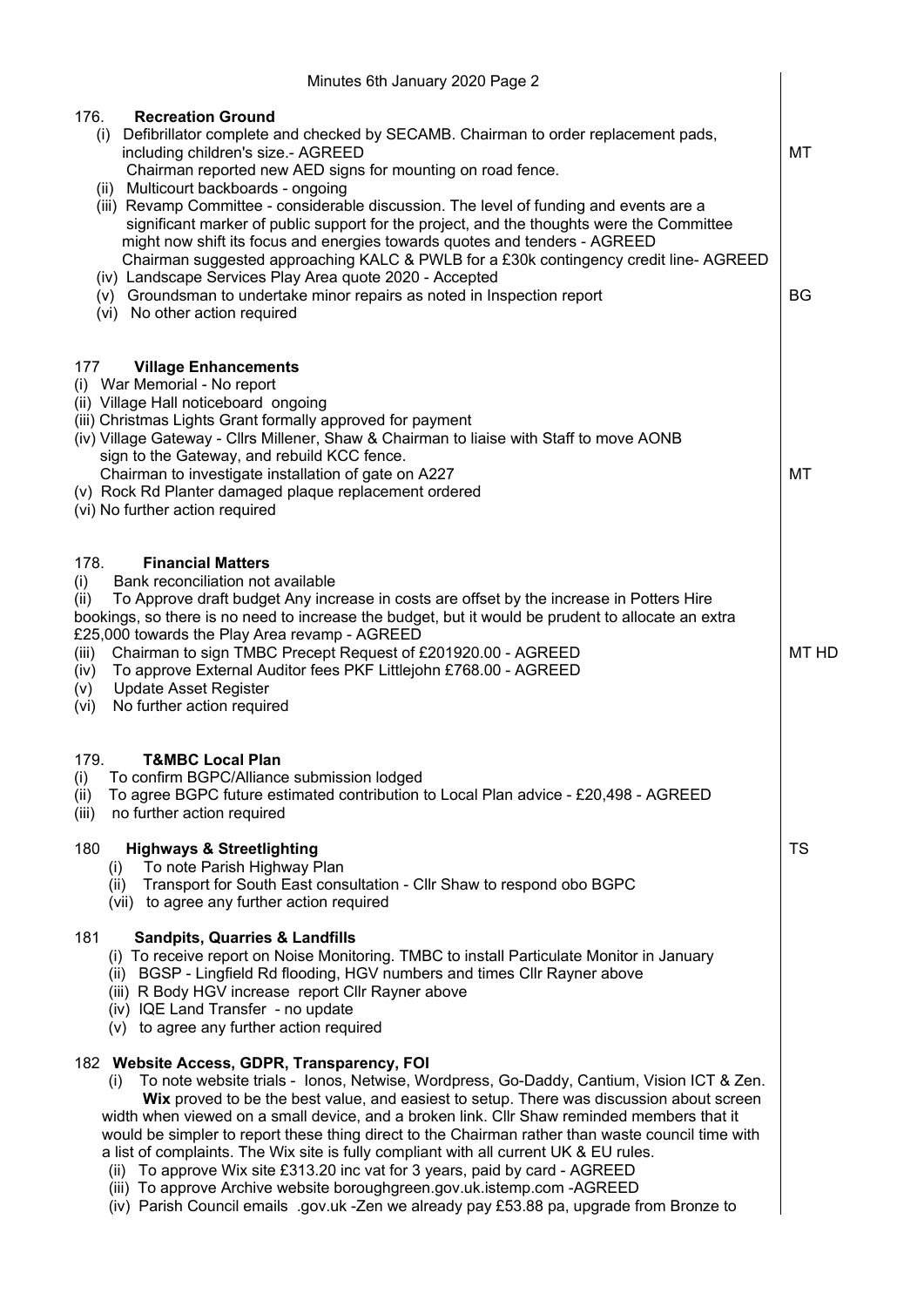Minutes 6th January 2020 Page 2

**176. Recreation Ground**

(i) Defibrillator complete and checked by SECAMB. Chairman to order replacement pads, including children's size.- AGREED — MT
Chairman reported new AED signs for mounting on road fence.
(ii) Multicourt backboards - ongoing
(iii) Revamp Committee - considerable discussion. The level of funding and events are a significant marker of public support for the project, and the thoughts were the Committee might now shift its focus and energies towards quotes and tenders - AGREED
Chairman suggested approaching KALC & PWLB for a £30k contingency credit line- AGREED
(iv) Landscape Services Play Area quote 2020 - Accepted
(v) Groundsman to undertake minor repairs as noted in Inspection report — BG
(vi) No other action required

**177 Village Enhancements**

(i) War Memorial - No report
(ii) Village Hall noticeboard ongoing
(iii) Christmas Lights Grant formally approved for payment
(iv) Village Gateway - Cllrs Millener, Shaw & Chairman to liaise with Staff to move AONB sign to the Gateway, and rebuild KCC fence.
Chairman to investigate installation of gate on A227 — MT
(v) Rock Rd Planter damaged plaque replacement ordered
(vi) No further action required

**178. Financial Matters**

(i) Bank reconciliation not available
(ii) To Approve draft budget Any increase in costs are offset by the increase in Potters Hire bookings, so there is no need to increase the budget, but it would be prudent to allocate an extra £25,000 towards the Play Area revamp - AGREED
(iii) Chairman to sign TMBC Precept Request of £201920.00 - AGREED — MT HD
(iv) To approve External Auditor fees PKF Littlejohn £768.00 - AGREED
(v) Update Asset Register
(vi) No further action required

**179. T&MBC Local Plan**

(i) To confirm BGPC/Alliance submission lodged
(ii) To agree BGPC future estimated contribution to Local Plan advice - £20,498 - AGREED
(iii) no further action required

**180 Highways & Streetlighting** — TS

(i) To note Parish Highway Plan
(ii) Transport for South East consultation - Cllr Shaw to respond obo BGPC
(vii) to agree any further action required

**181 Sandpits, Quarries & Landfills**

(i) To receive report on Noise Monitoring. TMBC to install Particulate Monitor in January
(ii) BGSP - Lingfield Rd flooding, HGV numbers and times Cllr Rayner above
(iii) R Body HGV increase report Cllr Rayner above
(iv) IQE Land Transfer - no update
(v) to agree any further action required

**182 Website Access, GDPR, Transparency, FOI**

(i) To note website trials - Ionos, Netwise, Wordpress, Go-Daddy, Cantium, Vision ICT & Zen. **Wix** proved to be the best value, and easiest to setup. There was discussion about screen width when viewed on a small device, and a broken link. Cllr Shaw reminded members that it would be simpler to report these thing direct to the Chairman rather than waste council time with a list of complaints. The Wix site is fully compliant with all current UK & EU rules.
(ii) To approve Wix site £313.20 inc vat for 3 years, paid by card - AGREED
(iii) To approve Archive website boroughgreen.gov.uk.istemp.com -AGREED
(iv) Parish Council emails .gov.uk -Zen we already pay £53.88 pa, upgrade from Bronze to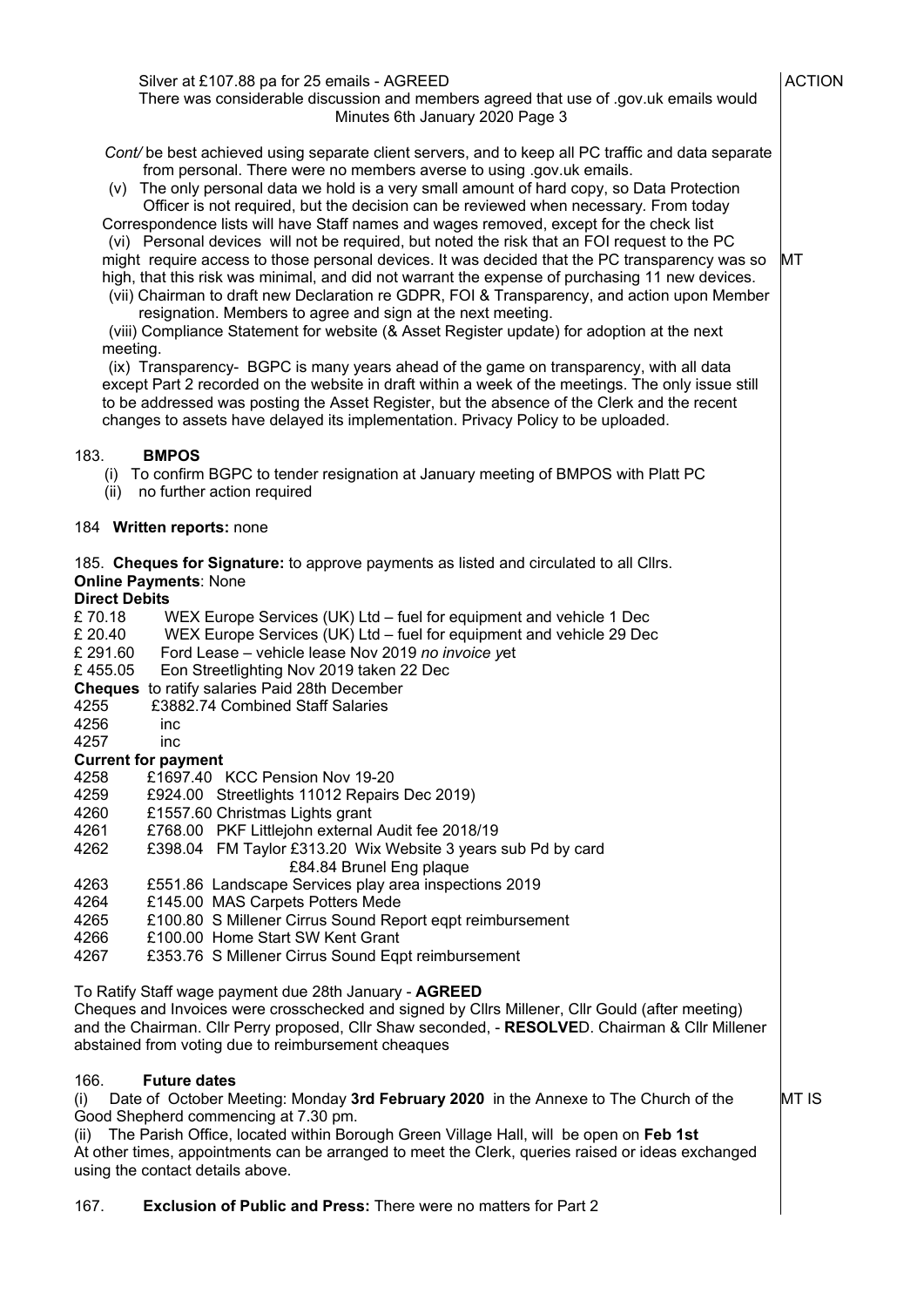Silver at £107.88 pa for 25 emails - AGREED

There was considerable discussion and members agreed that use of .gov.uk emails would

Minutes 6th January 2020 Page 3

*Cont/* be best achieved using separate client servers, and to keep all PC traffic and data separate from personal. There were no members averse to using .gov.uk emails.

(v) The only personal data we hold is a very small amount of hard copy, so Data Protection Officer is not required, but the decision can be reviewed when necessary. From today Correspondence lists will have Staff names and wages removed, except for the check list

(vi) Personal devices will not be required, but noted the risk that an FOI request to the PC might require access to those personal devices. It was decided that the PC transparency was so high, that this risk was minimal, and did not warrant the expense of purchasing 11 new devices. — ACTION: MT

(vii) Chairman to draft new Declaration re GDPR, FOI & Transparency, and action upon Member resignation. Members to agree and sign at the next meeting.

(viii) Compliance Statement for website (& Asset Register update) for adoption at the next meeting.

(ix) Transparency- BGPC is many years ahead of the game on transparency, with all data except Part 2 recorded on the website in draft within a week of the meetings. The only issue still to be addressed was posting the Asset Register, but the absence of the Clerk and the recent changes to assets have delayed its implementation. Privacy Policy to be uploaded.

183. **BMPOS**

(i) To confirm BGPC to tender resignation at January meeting of BMPOS with Platt PC

(ii) no further action required

184 **Written reports:** none

185. **Cheques for Signature:** to approve payments as listed and circulated to all Cllrs.

**Online Payments**: None

**Direct Debits**

£ 70.18 WEX Europe Services (UK) Ltd – fuel for equipment and vehicle 1 Dec
£ 20.40 WEX Europe Services (UK) Ltd – fuel for equipment and vehicle 29 Dec
£ 291.60 Ford Lease – vehicle lease Nov 2019 *no invoice y*et
£ 455.05 Eon Streetlighting Nov 2019 taken 22 Dec

**Cheques** to ratify salaries Paid 28th December

4255 £3882.74 Combined Staff Salaries
4256 inc
4257 inc

**Current for payment**

4258 £1697.40 KCC Pension Nov 19-20
4259 £924.00 Streetlights 11012 Repairs Dec 2019)
4260 £1557.60 Christmas Lights grant
4261 £768.00 PKF Littlejohn external Audit fee 2018/19
4262 £398.04 FM Taylor £313.20 Wix Website 3 years sub Pd by card
£84.84 Brunel Eng plaque
4263 £551.86 Landscape Services play area inspections 2019
4264 £145.00 MAS Carpets Potters Mede
4265 £100.80 S Millener Cirrus Sound Report eqpt reimbursement
4266 £100.00 Home Start SW Kent Grant
4267 £353.76 S Millener Cirrus Sound Eqpt reimbursement

To Ratify Staff wage payment due 28th January - **AGREED**

Cheques and Invoices were crosschecked and signed by Cllrs Millener, Cllr Gould (after meeting) and the Chairman. Cllr Perry proposed, Cllr Shaw seconded, - **RESOLVE**D. Chairman & Cllr Millener abstained from voting due to reimbursement cheaques

166. **Future dates**

(i) Date of October Meeting: Monday **3rd February 2020** in the Annexe to The Church of the Good Shepherd commencing at 7.30 pm. — ACTION: MT IS

(ii) The Parish Office, located within Borough Green Village Hall, will be open on **Feb 1st**

At other times, appointments can be arranged to meet the Clerk, queries raised or ideas exchanged using the contact details above.

167. **Exclusion of Public and Press:** There were no matters for Part 2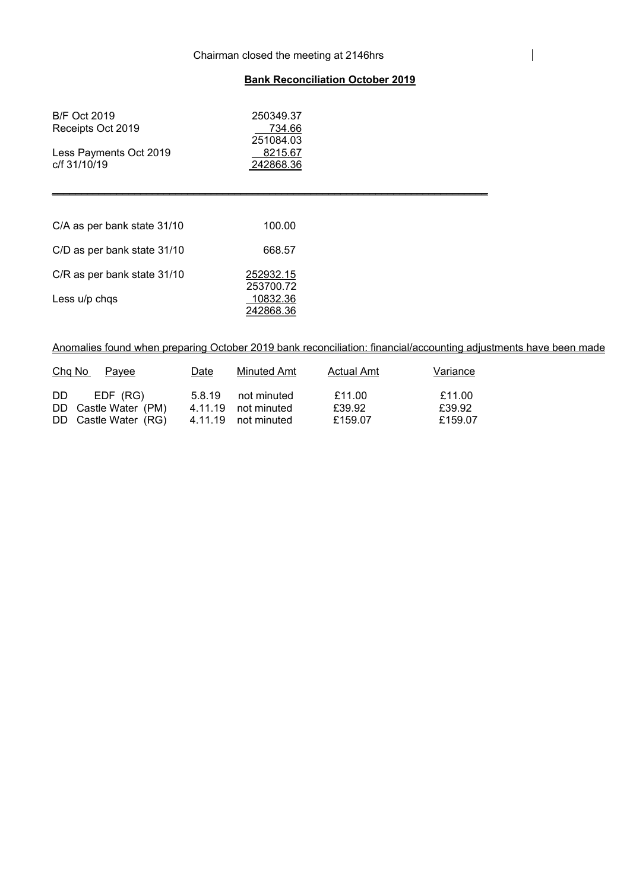Chairman closed the meeting at 2146hrs

**Bank Reconciliation October 2019**

| | |
|---|---|
| B/F Oct 2019 | 250349.37 |
| Receipts Oct 2019 | 734.66 |
| | 251084.03 |
| Less Payments Oct 2019 | 8215.67 |
| c/f 31/10/19 | 242868.36 |

---

| | |
|---|---|
| C/A as per bank state 31/10 | 100.00 |
| C/D as per bank state 31/10 | 668.57 |
| C/R as per bank state 31/10 | 252932.15 |
| | 253700.72 |
| Less u/p chqs | 10832.36 |
| | 242868.36 |

Anomalies found when preparing October 2019 bank reconciliation: financial/accounting adjustments have been made

| Chq No | Payee | Date | Minuted Amt | Actual Amt | Variance |
|---|---|---|---|---|---|
| DD | EDF (RG) | 5.8.19 | not minuted | £11.00 | £11.00 |
| DD | Castle Water (PM) | 4.11.19 | not minuted | £39.92 | £39.92 |
| DD | Castle Water (RG) | 4.11.19 | not minuted | £159.07 | £159.07 |